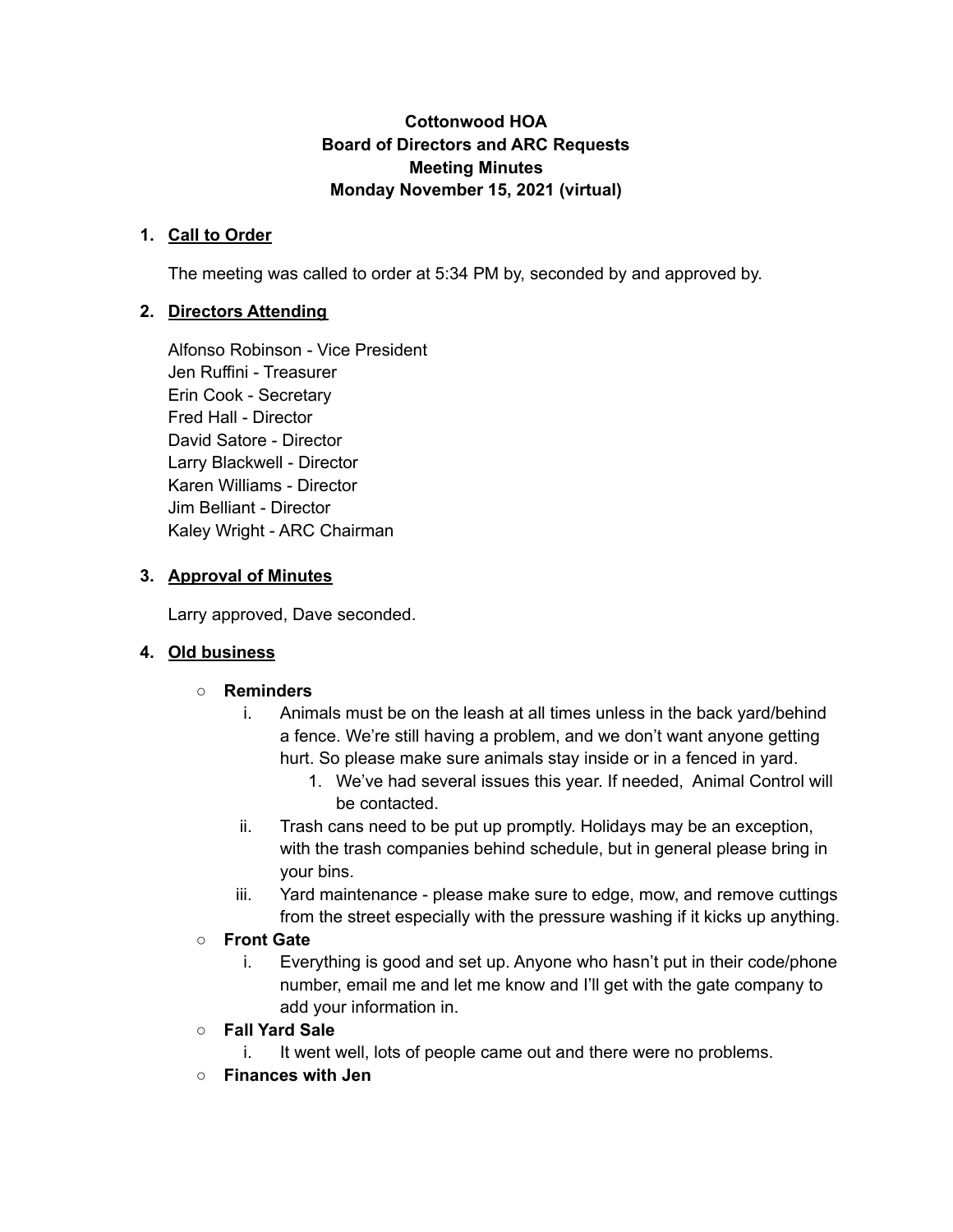**Cottonwood HOA**
**Board of Directors and ARC Requests**
**Meeting Minutes**
**Monday November 15, 2021 (virtual)**

1. **Call to Order**

   The meeting was called to order at 5:34 PM by, seconded by and approved by.

2. **Directors Attending**

   Alfonso Robinson - Vice President
   Jen Ruffini - Treasurer
   Erin Cook - Secretary
   Fred Hall - Director
   David Satore - Director
   Larry Blackwell - Director
   Karen Williams - Director
   Jim Belliant - Director
   Kaley Wright - ARC Chairman

3. **Approval of Minutes**

   Larry approved, Dave seconded.

4. **Old business**

   - **Reminders**
     i. Animals must be on the leash at all times unless in the back yard/behind a fence. We're still having a problem, and we don't want anyone getting hurt. So please make sure animals stay inside or in a fenced in yard.
        1. We've had several issues this year. If needed, Animal Control will be contacted.
     ii. Trash cans need to be put up promptly. Holidays may be an exception, with the trash companies behind schedule, but in general please bring in your bins.
     iii. Yard maintenance - please make sure to edge, mow, and remove cuttings from the street especially with the pressure washing if it kicks up anything.
   - **Front Gate**
     i. Everything is good and set up. Anyone who hasn't put in their code/phone number, email me and let me know and I'll get with the gate company to add your information in.
   - **Fall Yard Sale**
     i. It went well, lots of people came out and there were no problems.
   - **Finances with Jen**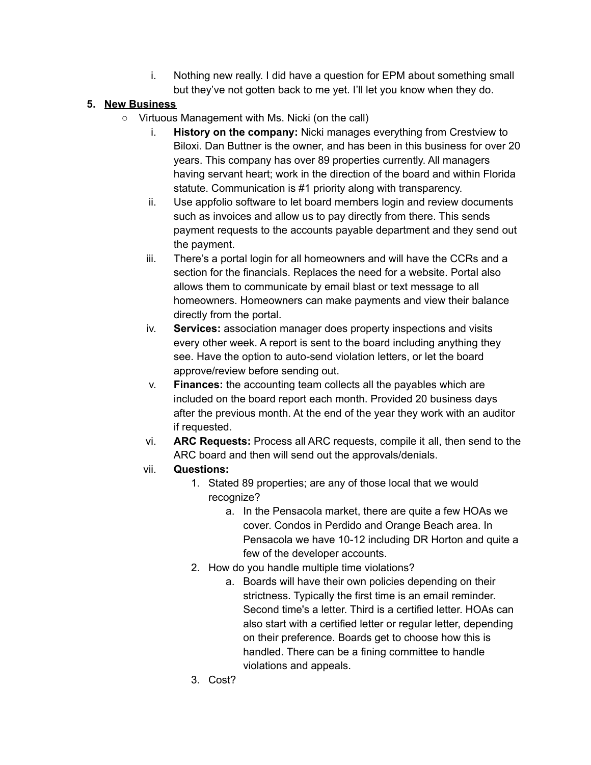i. Nothing new really. I did have a question for EPM about something small but they've not gotten back to me yet. I'll let you know when they do.

5. **New Business**
   - Virtuous Management with Ms. Nicki (on the call)
     i. **History on the company:** Nicki manages everything from Crestview to Biloxi. Dan Buttner is the owner, and has been in this business for over 20 years. This company has over 89 properties currently. All managers having servant heart; work in the direction of the board and within Florida statute. Communication is #1 priority along with transparency.
     ii. Use appfolio software to let board members login and review documents such as invoices and allow us to pay directly from there. This sends payment requests to the accounts payable department and they send out the payment.
     iii. There's a portal login for all homeowners and will have the CCRs and a section for the financials. Replaces the need for a website. Portal also allows them to communicate by email blast or text message to all homeowners. Homeowners can make payments and view their balance directly from the portal.
     iv. **Services:** association manager does property inspections and visits every other week. A report is sent to the board including anything they see. Have the option to auto-send violation letters, or let the board approve/review before sending out.
     v. **Finances:** the accounting team collects all the payables which are included on the board report each month. Provided 20 business days after the previous month. At the end of the year they work with an auditor if requested.
     vi. **ARC Requests:** Process all ARC requests, compile it all, then send to the ARC board and then will send out the approvals/denials.
     vii. **Questions:**
        1. Stated 89 properties; are any of those local that we would recognize?
           a. In the Pensacola market, there are quite a few HOAs we cover. Condos in Perdido and Orange Beach area. In Pensacola we have 10-12 including DR Horton and quite a few of the developer accounts.
        2. How do you handle multiple time violations?
           a. Boards will have their own policies depending on their strictness. Typically the first time is an email reminder. Second time's a letter. Third is a certified letter. HOAs can also start with a certified letter or regular letter, depending on their preference. Boards get to choose how this is handled. There can be a fining committee to handle violations and appeals.
        3. Cost?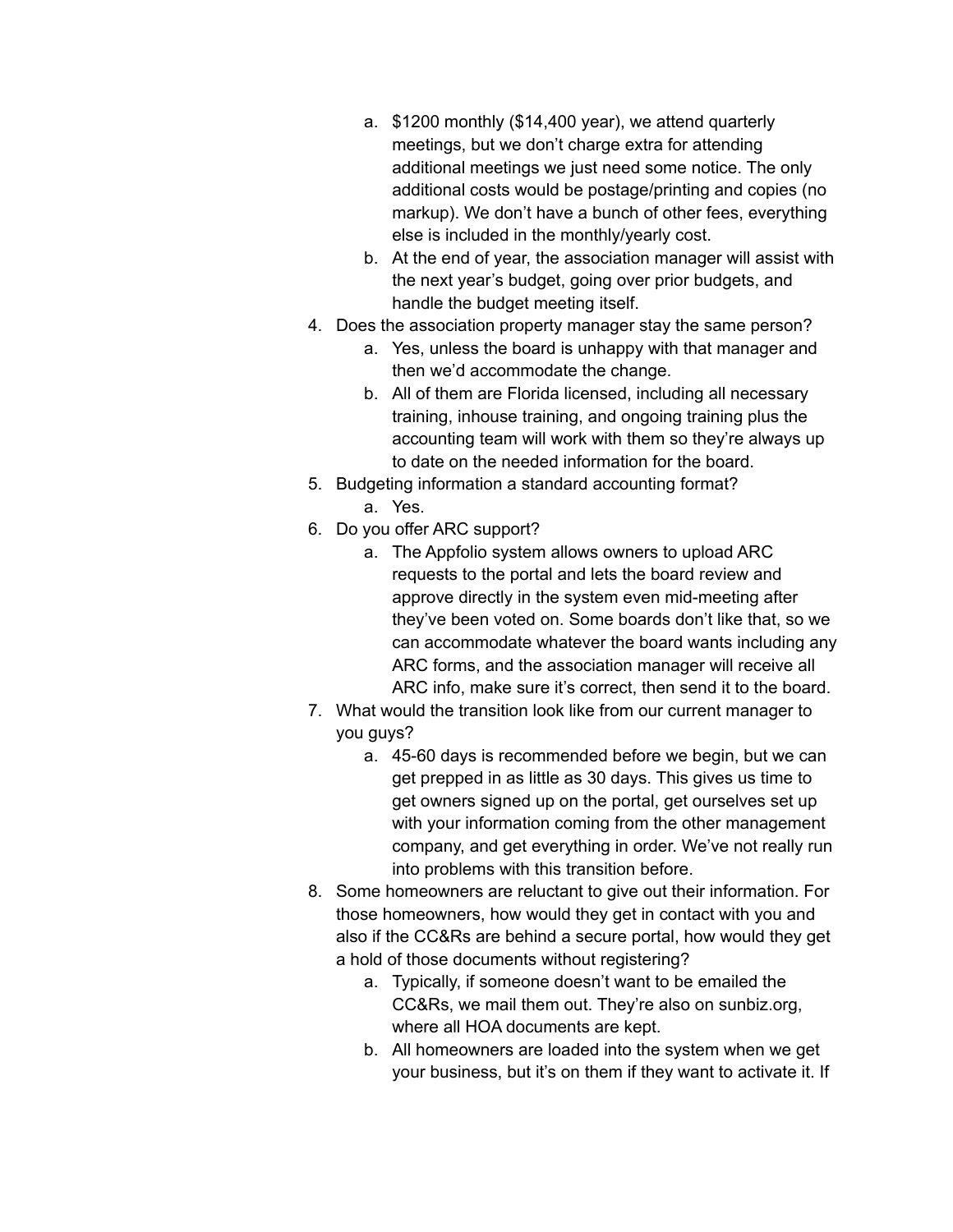a. $1200 monthly ($14,400 year), we attend quarterly meetings, but we don't charge extra for attending additional meetings we just need some notice. The only additional costs would be postage/printing and copies (no markup). We don't have a bunch of other fees, everything else is included in the monthly/yearly cost.
   b. At the end of year, the association manager will assist with the next year's budget, going over prior budgets, and handle the budget meeting itself.

4. Does the association property manager stay the same person?
   a. Yes, unless the board is unhappy with that manager and then we'd accommodate the change.
   b. All of them are Florida licensed, including all necessary training, inhouse training, and ongoing training plus the accounting team will work with them so they're always up to date on the needed information for the board.
5. Budgeting information a standard accounting format?
   a. Yes.
6. Do you offer ARC support?
   a. The Appfolio system allows owners to upload ARC requests to the portal and lets the board review and approve directly in the system even mid-meeting after they've been voted on. Some boards don't like that, so we can accommodate whatever the board wants including any ARC forms, and the association manager will receive all ARC info, make sure it's correct, then send it to the board.
7. What would the transition look like from our current manager to you guys?
   a. 45-60 days is recommended before we begin, but we can get prepped in as little as 30 days. This gives us time to get owners signed up on the portal, get ourselves set up with your information coming from the other management company, and get everything in order. We've not really run into problems with this transition before.
8. Some homeowners are reluctant to give out their information. For those homeowners, how would they get in contact with you and also if the CC&Rs are behind a secure portal, how would they get a hold of those documents without registering?
   a. Typically, if someone doesn't want to be emailed the CC&Rs, we mail them out. They're also on sunbiz.org, where all HOA documents are kept.
   b. All homeowners are loaded into the system when we get your business, but it's on them if they want to activate it. If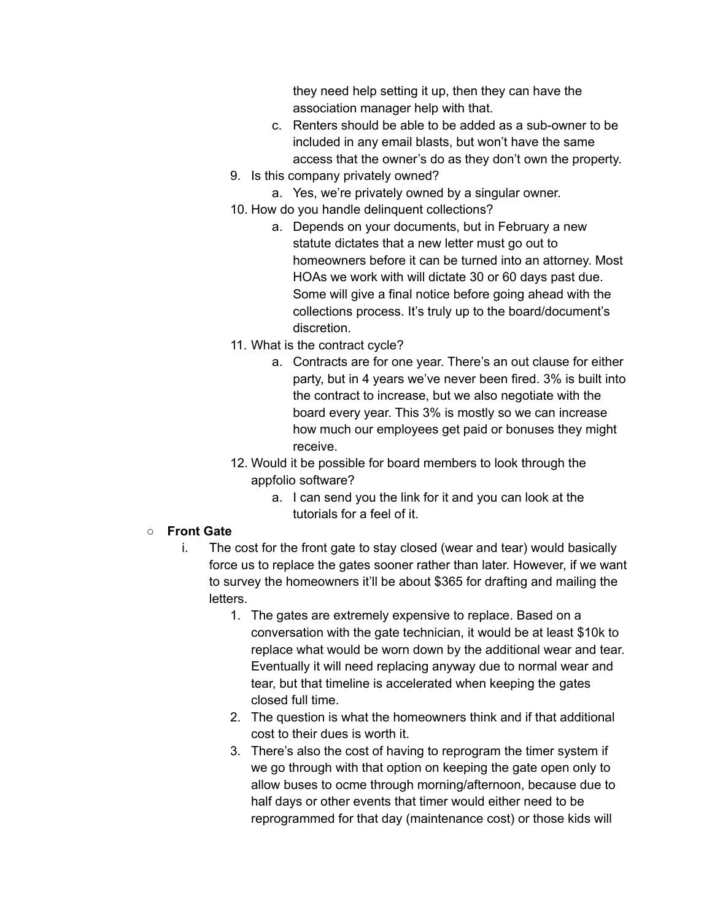they need help setting it up, then they can have the association manager help with that.

   c. Renters should be able to be added as a sub-owner to be included in any email blasts, but won't have the same access that the owner's do as they don't own the property.

9. Is this company privately owned?
   a. Yes, we're privately owned by a singular owner.
10. How do you handle delinquent collections?
    a. Depends on your documents, but in February a new statute dictates that a new letter must go out to homeowners before it can be turned into an attorney. Most HOAs we work with will dictate 30 or 60 days past due. Some will give a final notice before going ahead with the collections process. It's truly up to the board/document's discretion.
11. What is the contract cycle?
    a. Contracts are for one year. There's an out clause for either party, but in 4 years we've never been fired. 3% is built into the contract to increase, but we also negotiate with the board every year. This 3% is mostly so we can increase how much our employees get paid or bonuses they might receive.
12. Would it be possible for board members to look through the appfolio software?
    a. I can send you the link for it and you can look at the tutorials for a feel of it.

- **Front Gate**
  i. The cost for the front gate to stay closed (wear and tear) would basically force us to replace the gates sooner rather than later. However, if we want to survey the homeowners it'll be about $365 for drafting and mailing the letters.
     1. The gates are extremely expensive to replace. Based on a conversation with the gate technician, it would be at least $10k to replace what would be worn down by the additional wear and tear. Eventually it will need replacing anyway due to normal wear and tear, but that timeline is accelerated when keeping the gates closed full time.
     2. The question is what the homeowners think and if that additional cost to their dues is worth it.
     3. There's also the cost of having to reprogram the timer system if we go through with that option on keeping the gate open only to allow buses to ocme through morning/afternoon, because due to half days or other events that timer would either need to be reprogrammed for that day (maintenance cost) or those kids will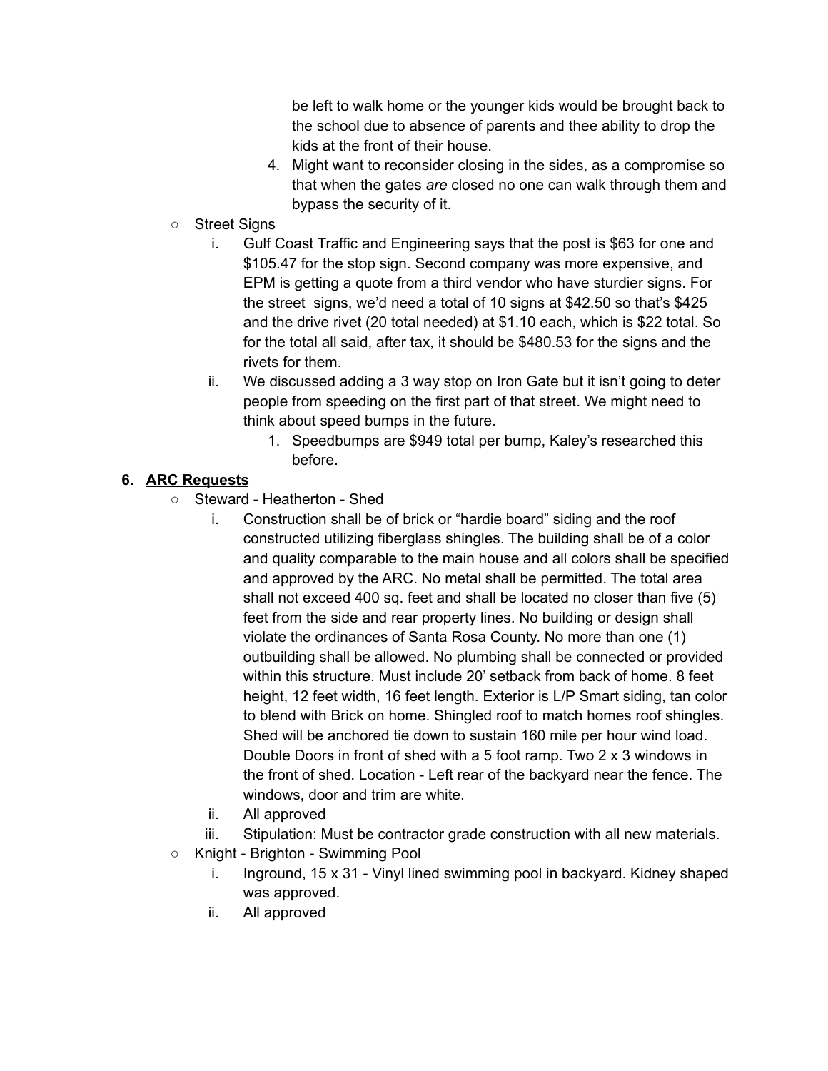be left to walk home or the younger kids would be brought back to the school due to absence of parents and thee ability to drop the kids at the front of their house.

4. Might want to reconsider closing in the sides, as a compromise so that when the gates *are* closed no one can walk through them and bypass the security of it.

- Street Signs
  i. Gulf Coast Traffic and Engineering says that the post is $63 for one and $105.47 for the stop sign. Second company was more expensive, and EPM is getting a quote from a third vendor who have sturdier signs. For the street signs, we'd need a total of 10 signs at $42.50 so that's $425 and the drive rivet (20 total needed) at $1.10 each, which is $22 total. So for the total all said, after tax, it should be $480.53 for the signs and the rivets for them.
  ii. We discussed adding a 3 way stop on Iron Gate but it isn't going to deter people from speeding on the first part of that street. We might need to think about speed bumps in the future.
     1. Speedbumps are $949 total per bump, Kaley's researched this before.

**6. <u>ARC Requests</u>**

- Steward - Heatherton - Shed
  i. Construction shall be of brick or "hardie board" siding and the roof constructed utilizing fiberglass shingles. The building shall be of a color and quality comparable to the main house and all colors shall be specified and approved by the ARC. No metal shall be permitted. The total area shall not exceed 400 sq. feet and shall be located no closer than five (5) feet from the side and rear property lines. No building or design shall violate the ordinances of Santa Rosa County. No more than one (1) outbuilding shall be allowed. No plumbing shall be connected or provided within this structure. Must include 20' setback from back of home. 8 feet height, 12 feet width, 16 feet length. Exterior is L/P Smart siding, tan color to blend with Brick on home. Shingled roof to match homes roof shingles. Shed will be anchored tie down to sustain 160 mile per hour wind load. Double Doors in front of shed with a 5 foot ramp. Two 2 x 3 windows in the front of shed. Location - Left rear of the backyard near the fence. The windows, door and trim are white.
  ii. All approved
  iii. Stipulation: Must be contractor grade construction with all new materials.
- Knight - Brighton - Swimming Pool
  i. Inground, 15 x 31 - Vinyl lined swimming pool in backyard. Kidney shaped was approved.
  ii. All approved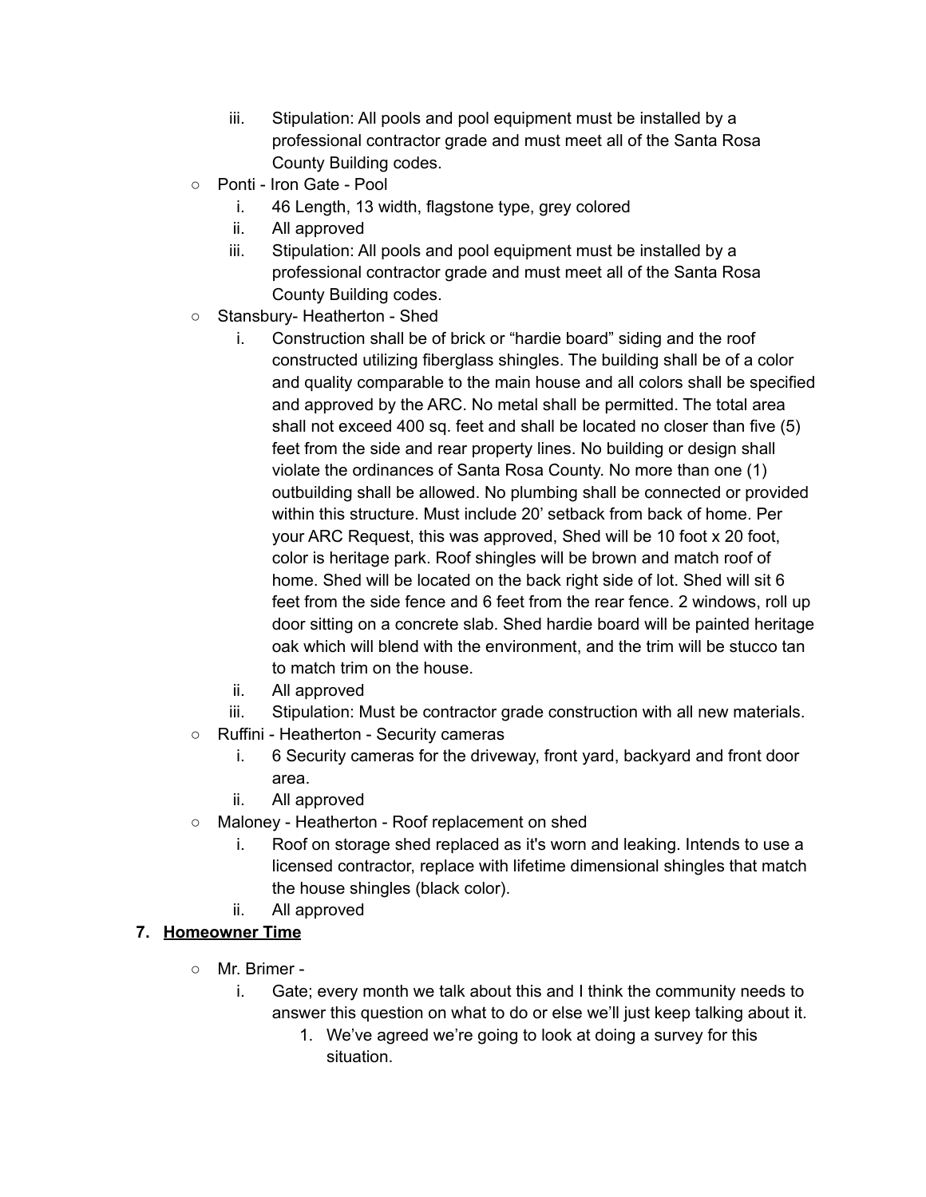iii. Stipulation: All pools and pool equipment must be installed by a professional contractor grade and must meet all of the Santa Rosa County Building codes.

- Ponti - Iron Gate - Pool
   i. 46 Length, 13 width, flagstone type, grey colored
   ii. All approved
   iii. Stipulation: All pools and pool equipment must be installed by a professional contractor grade and must meet all of the Santa Rosa County Building codes.
- Stansbury- Heatherton - Shed
   i. Construction shall be of brick or "hardie board" siding and the roof constructed utilizing fiberglass shingles. The building shall be of a color and quality comparable to the main house and all colors shall be specified and approved by the ARC. No metal shall be permitted. The total area shall not exceed 400 sq. feet and shall be located no closer than five (5) feet from the side and rear property lines. No building or design shall violate the ordinances of Santa Rosa County. No more than one (1) outbuilding shall be allowed. No plumbing shall be connected or provided within this structure. Must include 20' setback from back of home. Per your ARC Request, this was approved, Shed will be 10 foot x 20 foot, color is heritage park. Roof shingles will be brown and match roof of home. Shed will be located on the back right side of lot. Shed will sit 6 feet from the side fence and 6 feet from the rear fence. 2 windows, roll up door sitting on a concrete slab. Shed hardie board will be painted heritage oak which will blend with the environment, and the trim will be stucco tan to match trim on the house.
   ii. All approved
   iii. Stipulation: Must be contractor grade construction with all new materials.
- Ruffini - Heatherton - Security cameras
   i. 6 Security cameras for the driveway, front yard, backyard and front door area.
   ii. All approved
- Maloney - Heatherton - Roof replacement on shed
   i. Roof on storage shed replaced as it's worn and leaking. Intends to use a licensed contractor, replace with lifetime dimensional shingles that match the house shingles (black color).
   ii. All approved

**7. <u>Homeowner Time</u>**

- Mr. Brimer -
   i. Gate; every month we talk about this and I think the community needs to answer this question on what to do or else we'll just keep talking about it.
      1. We've agreed we're going to look at doing a survey for this situation.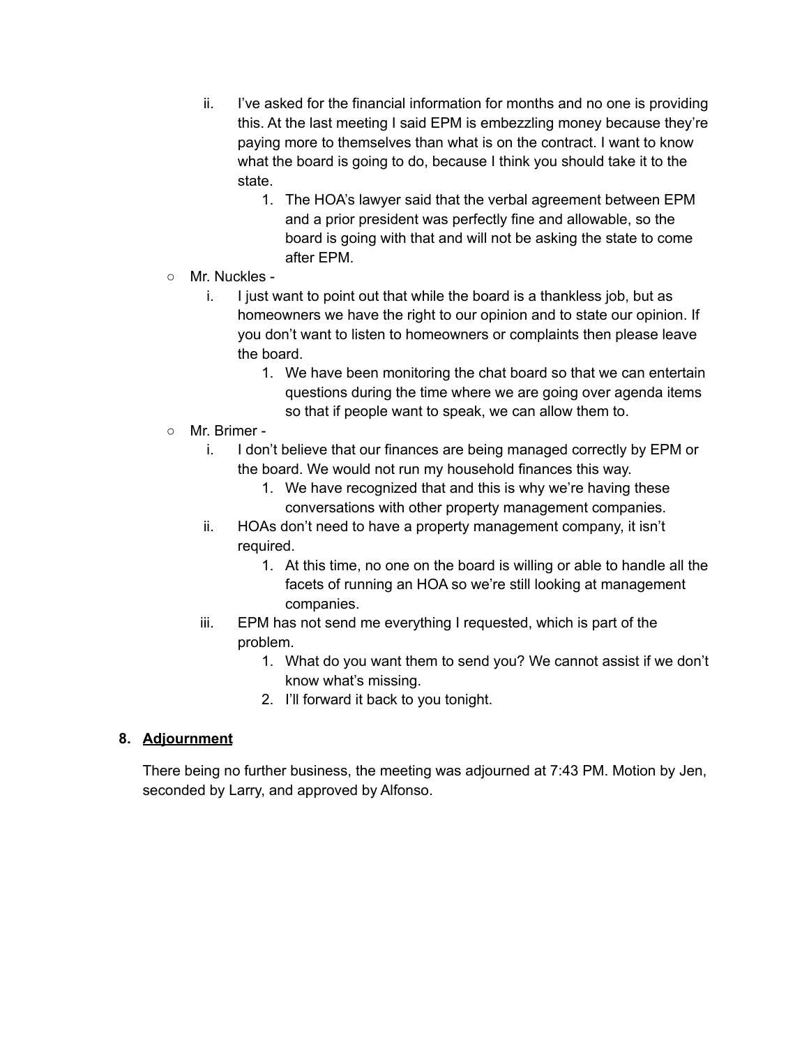- ii. I've asked for the financial information for months and no one is providing this. At the last meeting I said EPM is embezzling money because they're paying more to themselves than what is on the contract. I want to know what the board is going to do, because I think you should take it to the state.
  1. The HOA's lawyer said that the verbal agreement between EPM and a prior president was perfectly fine and allowable, so the board is going with that and will not be asking the state to come after EPM.

- Mr. Nuckles -
  - i. I just want to point out that while the board is a thankless job, but as homeowners we have the right to our opinion and to state our opinion. If you don't want to listen to homeowners or complaints then please leave the board.
    1. We have been monitoring the chat board so that we can entertain questions during the time where we are going over agenda items so that if people want to speak, we can allow them to.
- Mr. Brimer -
  - i. I don't believe that our finances are being managed correctly by EPM or the board. We would not run my household finances this way.
    1. We have recognized that and this is why we're having these conversations with other property management companies.
  - ii. HOAs don't need to have a property management company, it isn't required.
    1. At this time, no one on the board is willing or able to handle all the facets of running an HOA so we're still looking at management companies.
  - iii. EPM has not send me everything I requested, which is part of the problem.
    1. What do you want them to send you? We cannot assist if we don't know what's missing.
    2. I'll forward it back to you tonight.

## 8. **Adjournment**

There being no further business, the meeting was adjourned at 7:43 PM. Motion by Jen, seconded by Larry, and approved by Alfonso.